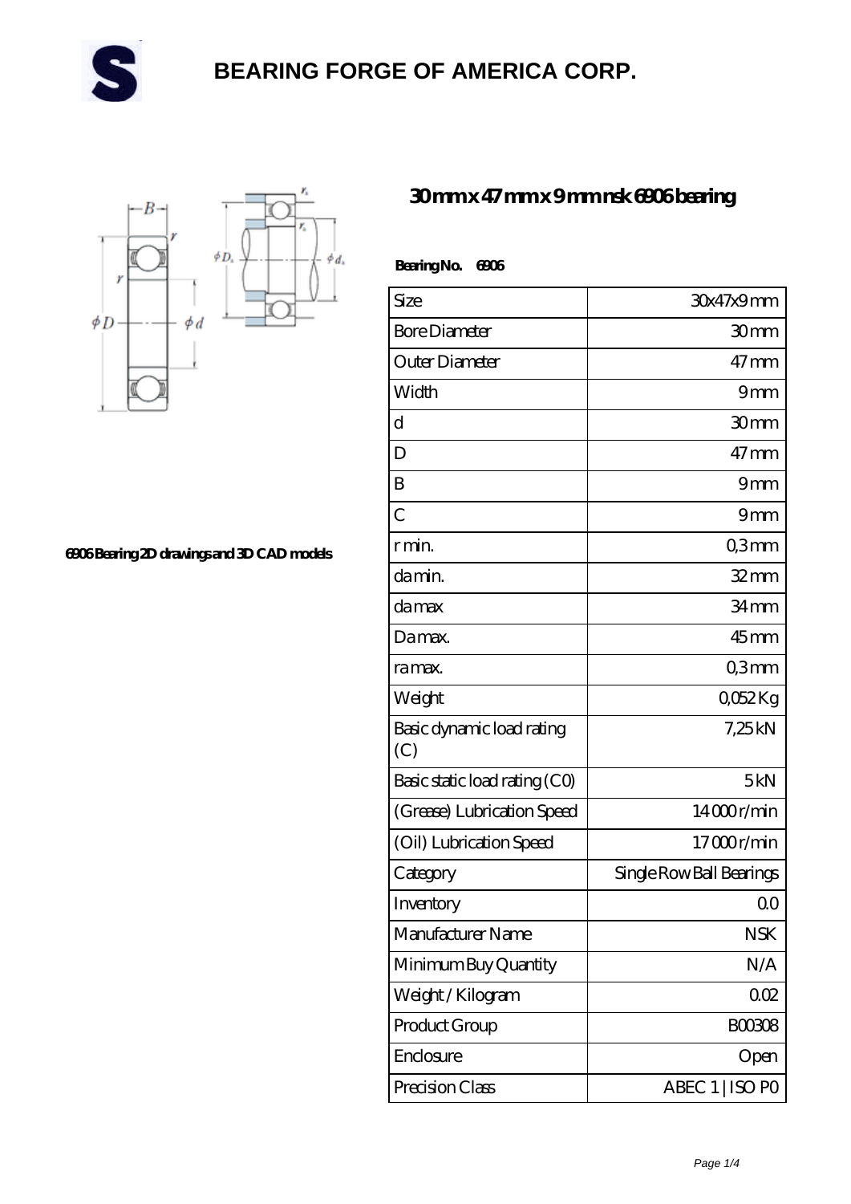# BEARING FORGE OF AMERICA CORP.

## 30 mm x 47 mm x 9 mm nsk 6906 bearing

6906 Bearing 2D drawings and 3D CAD models

**Bearing No. 6906**

| Size | 30x47x9 mm |
|---|---|
| Bore Diameter | 30 mm |
| Outer Diameter | 47 mm |
| Width | 9 mm |
| d | 30 mm |
| D | 47 mm |
| B | 9 mm |
| C | 9 mm |
| r min. | 0,3 mm |
| da min. | 32 mm |
| da max | 34 mm |
| Da max. | 45 mm |
| ra max. | 0,3 mm |
| Weight | 0,052 Kg |
| Basic dynamic load rating (C) | 7,25 kN |
| Basic static load rating (C0) | 5 kN |
| (Grease) Lubrication Speed | 14 000 r/min |
| (Oil) Lubrication Speed | 17 000 r/min |
| Category | Single Row Ball Bearings |
| Inventory | 0.0 |
| Manufacturer Name | NSK |
| Minimum Buy Quantity | N/A |
| Weight / Kilogram | 0.02 |
| Product Group | B00308 |
| Enclosure | Open |
| Precision Class | ABEC 1 \| ISO P0 |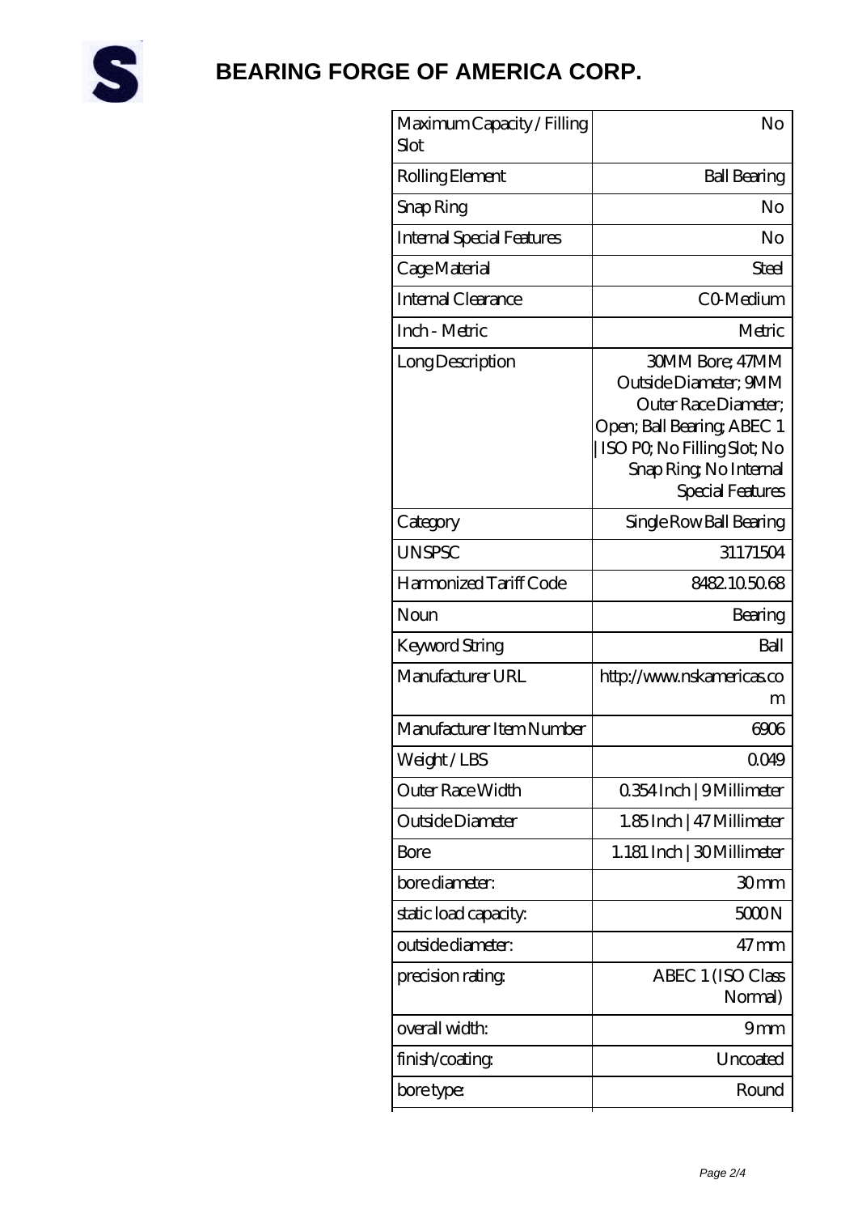# BEARING FORGE OF AMERICA CORP.

| | |
|---|---|
| Maximum Capacity / Filling Slot | No |
| Rolling Element | Ball Bearing |
| Snap Ring | No |
| Internal Special Features | No |
| Cage Material | Steel |
| Internal Clearance | C0-Medium |
| Inch - Metric | Metric |
| Long Description | 30MM Bore; 47MM Outside Diameter; 9MM Outer Race Diameter; Open; Ball Bearing; ABEC 1 \| ISO P0; No Filling Slot; No Snap Ring; No Internal Special Features |
| Category | Single Row Ball Bearing |
| UNSPSC | 31171504 |
| Harmonized Tariff Code | 8482.10.50.68 |
| Noun | Bearing |
| Keyword String | Ball |
| Manufacturer URL | http://www.nskamericas.com |
| Manufacturer Item Number | 6906 |
| Weight / LBS | 0.049 |
| Outer Race Width | 0.354 Inch \| 9 Millimeter |
| Outside Diameter | 1.85 Inch \| 47 Millimeter |
| Bore | 1.181 Inch \| 30 Millimeter |
| bore diameter: | 30 mm |
| static load capacity: | 5000 N |
| outside diameter: | 47 mm |
| precision rating: | ABEC 1 (ISO Class Normal) |
| overall width: | 9 mm |
| finish/coating: | Uncoated |
| bore type: | Round |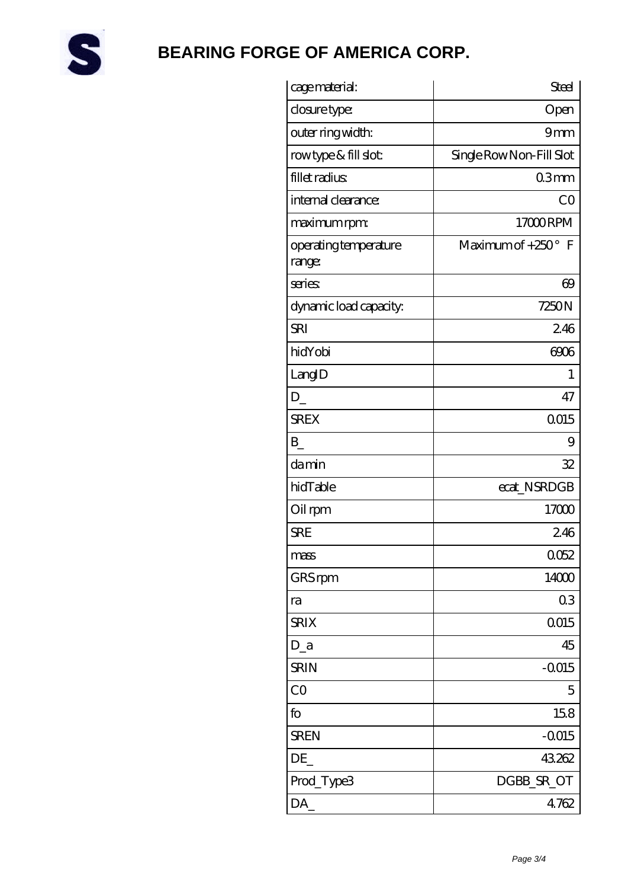# BEARING FORGE OF AMERICA CORP.

| cage material: | Steel |
|---|---|
| closure type: | Open |
| outer ring width: | 9 mm |
| row type & fill slot: | Single Row Non-Fill Slot |
| fillet radius: | 0.3 mm |
| internal clearance: | C0 |
| maximum rpm: | 17000 RPM |
| operating temperature range: | Maximum of +250 ° F |
| series: | 69 |
| dynamic load capacity: | 7250 N |
| SRI | 2.46 |
| hidYobi | 6906 |
| LangID | 1 |
| D_ | 47 |
| SREX | 0.015 |
| B_ | 9 |
| da min | 32 |
| hidTable | ecat_NSRDGB |
| Oil rpm | 17000 |
| SRE | 2.46 |
| mass | 0.052 |
| GRS rpm | 14000 |
| ra | 0.3 |
| SRIX | 0.015 |
| D_a | 45 |
| SRIN | -0.015 |
| C0 | 5 |
| fo | 15.8 |
| SREN | -0.015 |
| DE_ | 43.262 |
| Prod_Type3 | DGBB_SR_OT |
| DA_ | 4.762 |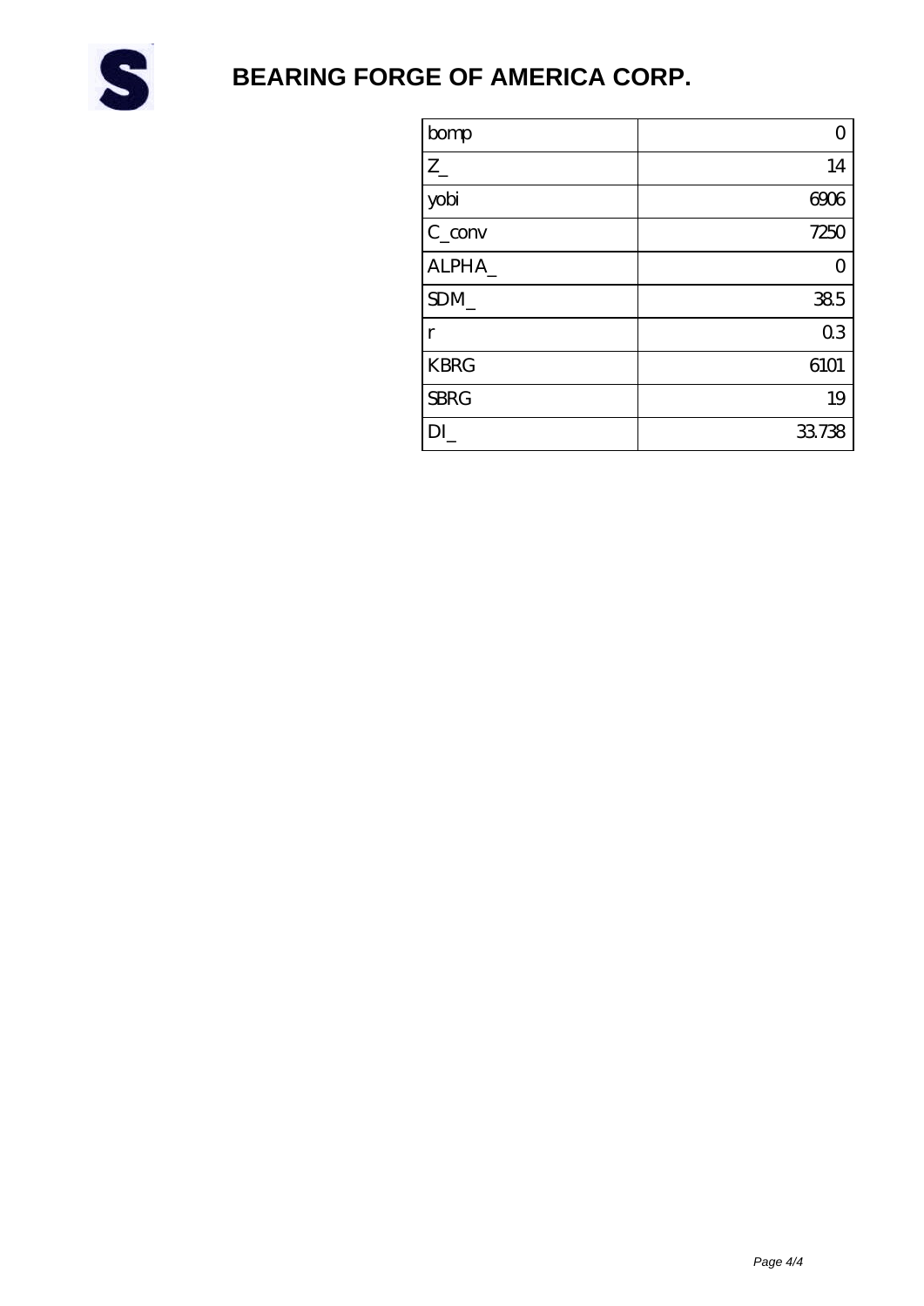| | |
|---|---|
| bomp | 0 |
| Z_ | 14 |
| yobi | 6906 |
| C_conv | 7250 |
| ALPHA_ | 0 |
| SDM_ | 38.5 |
| r | 0.3 |
| KBRG | 6101 |
| SBRG | 19 |
| DI_ | 33.738 |